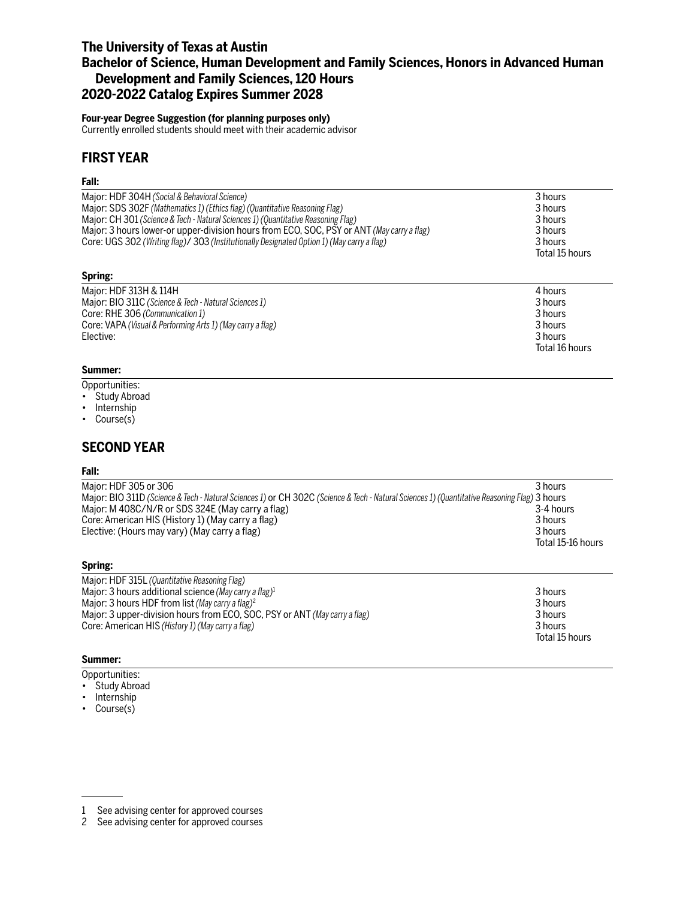# The University of Texas at Austin
# Bachelor of Science, Human Development and Family Sciences, Honors in Advanced Human Development and Family Sciences, 120 Hours
# 2020-2022 Catalog Expires Summer 2028

**Four-year Degree Suggestion (for planning purposes only)**
Currently enrolled students should meet with their academic advisor

## FIRST YEAR

### Fall:

| Course | Hours |
|---|---|
| Major: HDF 304H *(Social & Behavioral Science)* | 3 hours |
| Major: SDS 302F *(Mathematics 1) (Ethics flag) (Quantitative Reasoning Flag)* | 3 hours |
| Major: CH 301 *(Science & Tech - Natural Sciences 1) (Quantitative Reasoning Flag)* | 3 hours |
| Major: 3 hours lower-or upper-division hours from ECO, SOC, PSY or ANT *(May carry a flag)* | 3 hours |
| Core: UGS 302 *(Writing flag)*/ 303 *(Institutionally Designated Option 1) (May carry a flag)* | 3 hours |
| | Total 15 hours |

### Spring:

| Course | Hours |
|---|---|
| Major: HDF 313H & 114H | 4 hours |
| Major: BIO 311C *(Science & Tech - Natural Sciences 1)* | 3 hours |
| Core: RHE 306 *(Communication 1)* | 3 hours |
| Core: VAPA *(Visual & Performing Arts 1) (May carry a flag)* | 3 hours |
| Elective: | 3 hours |
| | Total 16 hours |

### Summer:

Opportunities:
- Study Abroad
- Internship
- Course(s)

## SECOND YEAR

### Fall:

| Course | Hours |
|---|---|
| Major: HDF 305 or 306 | 3 hours |
| Major: BIO 311D *(Science & Tech - Natural Sciences 1)* or CH 302C *(Science & Tech - Natural Sciences 1) (Quantitative Reasoning Flag)* | 3 hours |
| Major: M 408C/N/R or SDS 324E (May carry a flag) | 3-4 hours |
| Core: American HIS (History 1) (May carry a flag) | 3 hours |
| Elective: (Hours may vary) (May carry a flag) | 3 hours |
| | Total 15-16 hours |

### Spring:

| Course | Hours |
|---|---|
| Major: HDF 315L *(Quantitative Reasoning Flag)* | |
| Major: 3 hours additional science *(May carry a flag)*[1] | 3 hours |
| Major: 3 hours HDF from list *(May carry a flag)*[2] | 3 hours |
| Major: 3 upper-division hours from ECO, SOC, PSY or ANT *(May carry a flag)* | 3 hours |
| Core: American HIS *(History 1) (May carry a flag)* | 3 hours |
| | Total 15 hours |

### Summer:

Opportunities:
- Study Abroad
- Internship
- Course(s)

---

1 See advising center for approved courses
2 See advising center for approved courses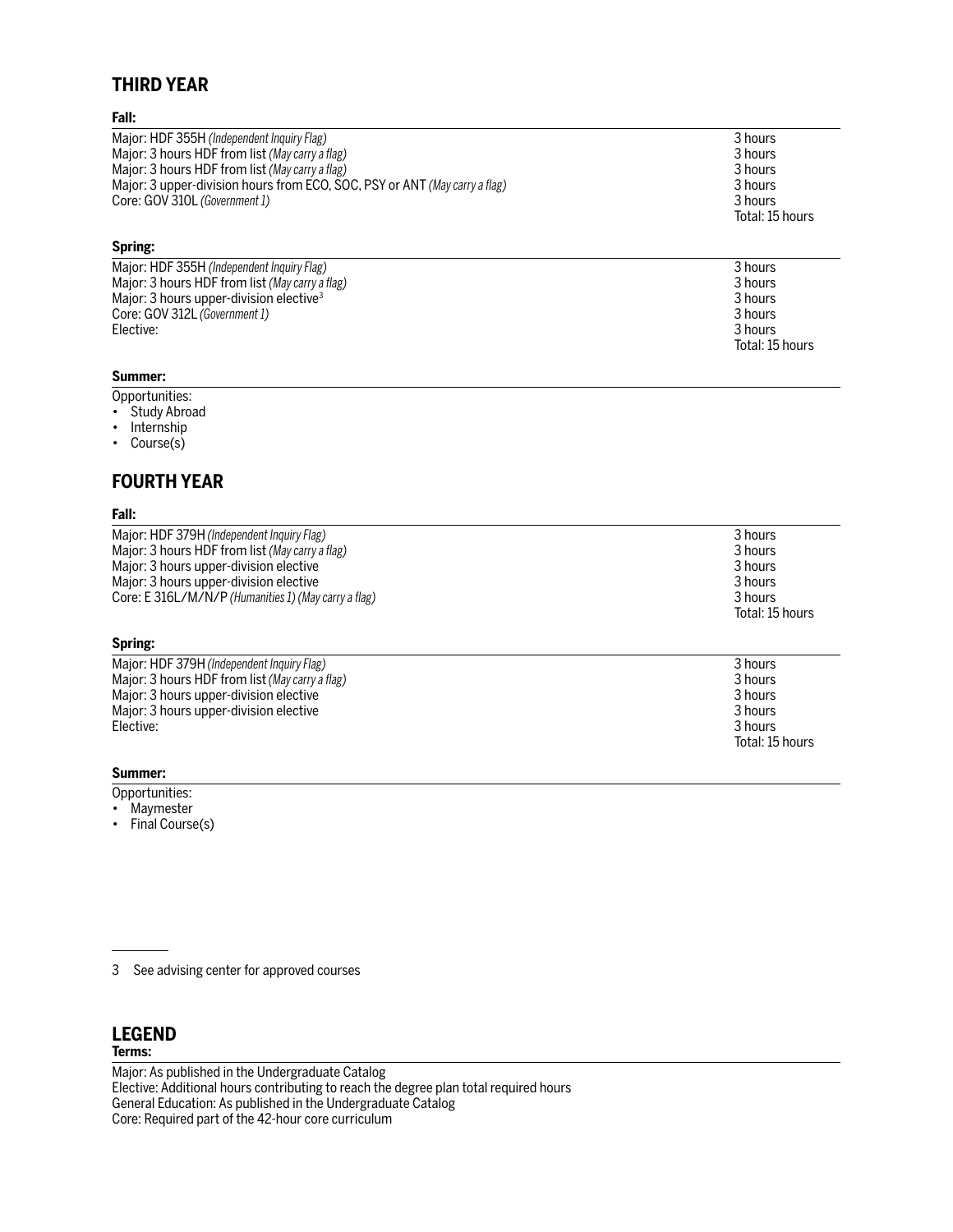## THIRD YEAR

**Fall:**

| | |
|---|---|
| Major: HDF 355H *(Independent Inquiry Flag)* | 3 hours |
| Major: 3 hours HDF from list *(May carry a flag)* | 3 hours |
| Major: 3 hours HDF from list *(May carry a flag)* | 3 hours |
| Major: 3 upper-division hours from ECO, SOC, PSY or ANT *(May carry a flag)* | 3 hours |
| Core: GOV 310L *(Government 1)* | 3 hours |
| | Total: 15 hours |

**Spring:**

| | |
|---|---|
| Major: HDF 355H *(Independent Inquiry Flag)* | 3 hours |
| Major: 3 hours HDF from list *(May carry a flag)* | 3 hours |
| Major: 3 hours upper-division elective[3] | 3 hours |
| Core: GOV 312L *(Government 1)* | 3 hours |
| Elective: | 3 hours |
| | Total: 15 hours |

**Summer:**

Opportunities:

- Study Abroad
- Internship
- Course(s)

## FOURTH YEAR

**Fall:**

| | |
|---|---|
| Major: HDF 379H *(Independent Inquiry Flag)* | 3 hours |
| Major: 3 hours HDF from list *(May carry a flag)* | 3 hours |
| Major: 3 hours upper-division elective | 3 hours |
| Major: 3 hours upper-division elective | 3 hours |
| Core: E 316L/M/N/P *(Humanities 1) (May carry a flag)* | 3 hours |
| | Total: 15 hours |

**Spring:**

| | |
|---|---|
| Major: HDF 379H *(Independent Inquiry Flag)* | 3 hours |
| Major: 3 hours HDF from list *(May carry a flag)* | 3 hours |
| Major: 3 hours upper-division elective | 3 hours |
| Major: 3 hours upper-division elective | 3 hours |
| Elective: | 3 hours |
| | Total: 15 hours |

**Summer:**

Opportunities:

- Maymester
- Final Course(s)

3 See advising center for approved courses

## LEGEND

**Terms:**

Major: As published in the Undergraduate Catalog
Elective: Additional hours contributing to reach the degree plan total required hours
General Education: As published in the Undergraduate Catalog
Core: Required part of the 42-hour core curriculum